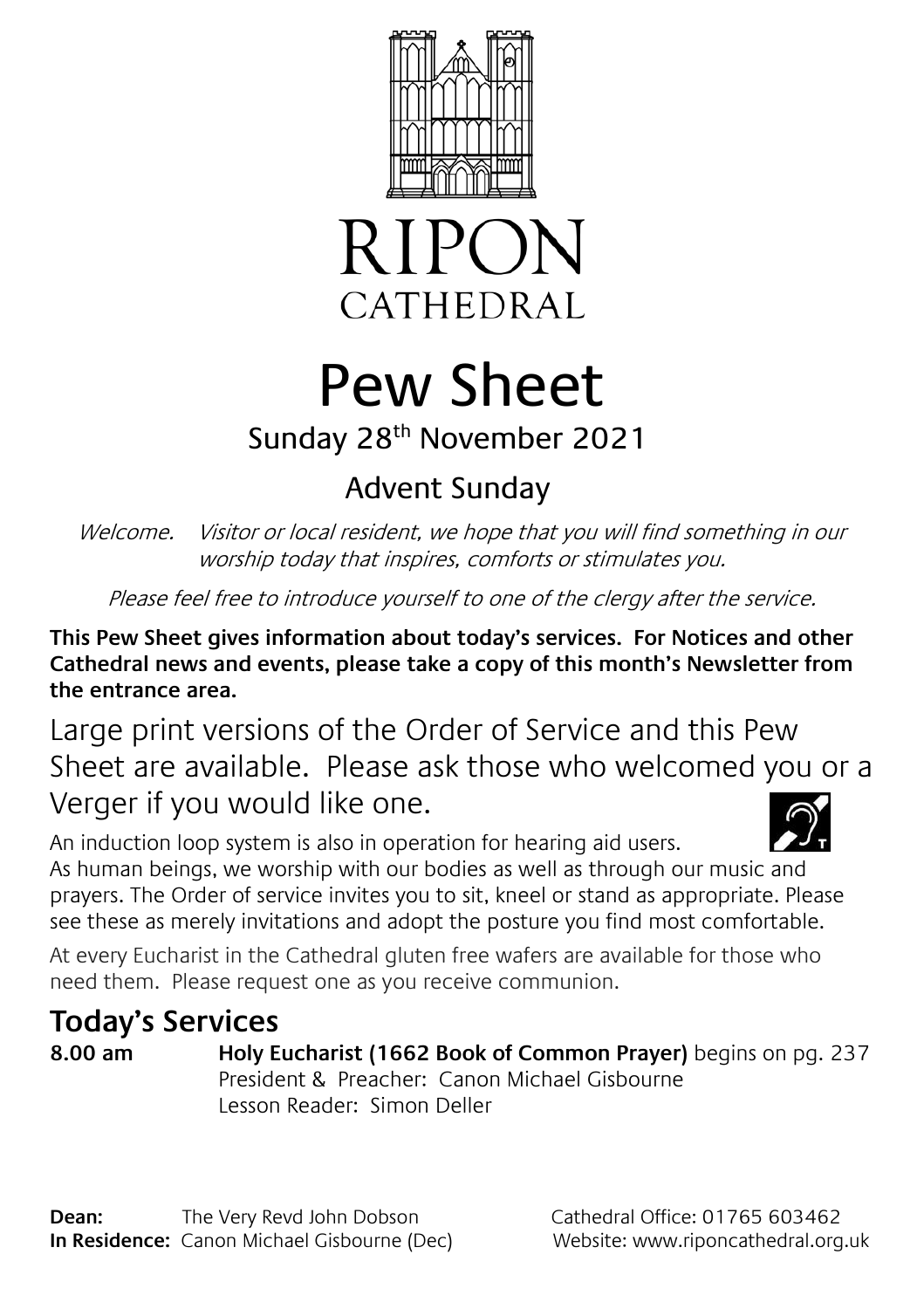# RIPON CATHEDRAL

# Pew Sheet

Sunday 28th November 2021

## Advent Sunday

*Welcome. Visitor or local resident, we hope that you will find something in our worship today that inspires, comforts or stimulates you.*

*Please feel free to introduce yourself to one of the clergy after the service.*

**This Pew Sheet gives information about today's services. For Notices and other Cathedral news and events, please take a copy of this month's Newsletter from the entrance area.**

Large print versions of the Order of Service and this Pew Sheet are available. Please ask those who welcomed you or a Verger if you would like one.

An induction loop system is also in operation for hearing aid users.

As human beings, we worship with our bodies as well as through our music and prayers. The Order of service invites you to sit, kneel or stand as appropriate. Please see these as merely invitations and adopt the posture you find most comfortable.

At every Eucharist in the Cathedral gluten free wafers are available for those who need them. Please request one as you receive communion.

## Today's Services

**8.00 am** **Holy Eucharist (1662 Book of Common Prayer)** begins on pg. 237
President & Preacher: Canon Michael Gisbourne
Lesson Reader: Simon Deller

**Dean:** The Very Revd John Dobson
**In Residence:** Canon Michael Gisbourne (Dec)

Cathedral Office: 01765 603462
Website: www.riponcathedral.org.uk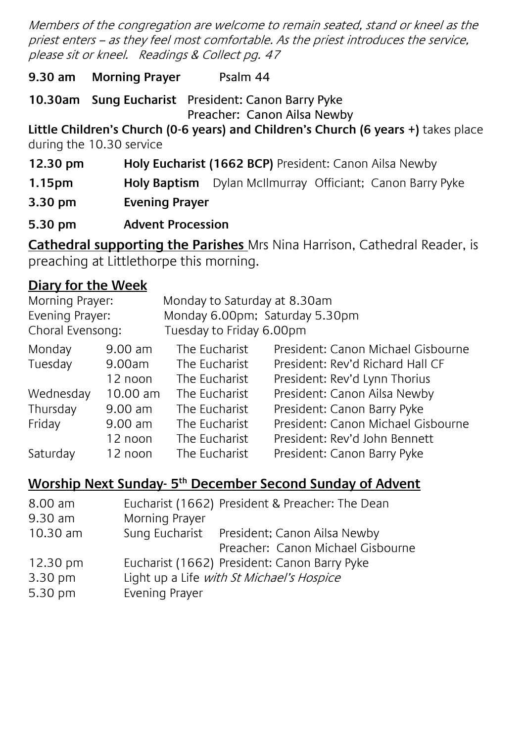*Members of the congregation are welcome to remain seated, stand or kneel as the priest enters – as they feel most comfortable. As the priest introduces the service, please sit or kneel. Readings & Collect pg. 47*

**9.30 am Morning Prayer** Psalm 44

**10.30am Sung Eucharist** President: Canon Barry Pyke
Preacher: Canon Ailsa Newby

**Little Children's Church (0-6 years) and Children's Church (6 years +)** takes place during the 10.30 service

**12.30 pm Holy Eucharist (1662 BCP)** President: Canon Ailsa Newby

**1.15pm Holy Baptism** Dylan McIlmurray Officiant; Canon Barry Pyke

**3.30 pm Evening Prayer**

**5.30 pm Advent Procession**

**Cathedral supporting the Parishes** Mrs Nina Harrison, Cathedral Reader, is preaching at Littlethorpe this morning.

## Diary for the Week

Morning Prayer: Monday to Saturday at 8.30am
Evening Prayer: Monday 6.00pm; Saturday 5.30pm
Choral Evensong: Tuesday to Friday 6.00pm

| | | | |
|---|---|---|---|
| Monday | 9.00 am | The Eucharist | President: Canon Michael Gisbourne |
| Tuesday | 9.00am | The Eucharist | President: Rev'd Richard Hall CF |
| | 12 noon | The Eucharist | President: Rev'd Lynn Thorius |
| Wednesday | 10.00 am | The Eucharist | President: Canon Ailsa Newby |
| Thursday | 9.00 am | The Eucharist | President: Canon Barry Pyke |
| Friday | 9.00 am | The Eucharist | President: Canon Michael Gisbourne |
| | 12 noon | The Eucharist | President: Rev'd John Bennett |
| Saturday | 12 noon | The Eucharist | President: Canon Barry Pyke |

## Worship Next Sunday- 5th December Second Sunday of Advent

| | | |
|---|---|---|
| 8.00 am | Eucharist (1662) | President & Preacher: The Dean |
| 9.30 am | Morning Prayer | |
| 10.30 am | Sung Eucharist | President; Canon Ailsa Newby<br>Preacher: Canon Michael Gisbourne |
| 12.30 pm | Eucharist (1662) | President: Canon Barry Pyke |
| 3.30 pm | Light up a Life *with St Michael's Hospice* | |
| 5.30 pm | Evening Prayer | |